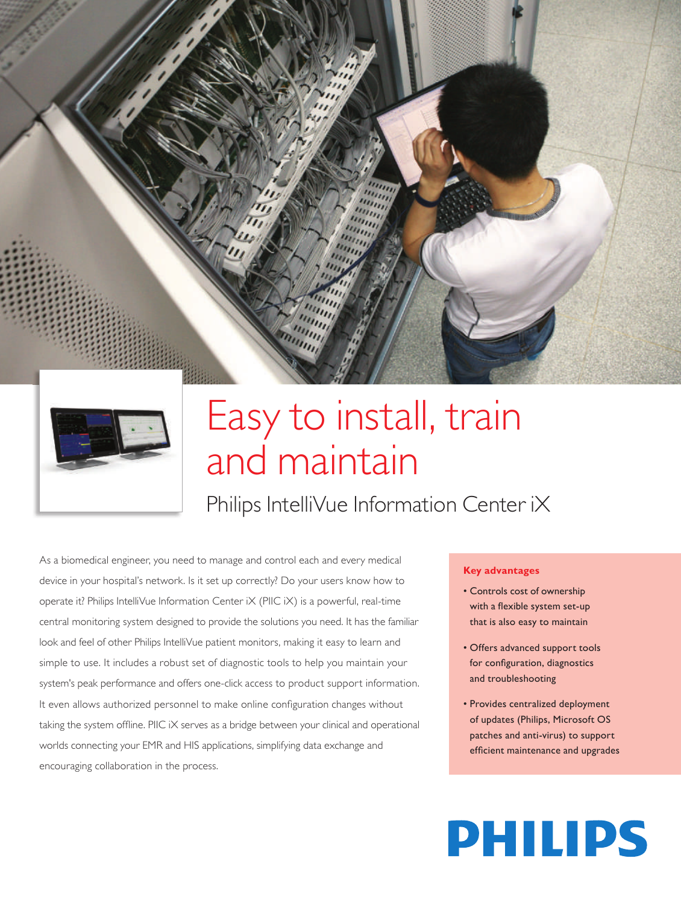# Easy to install, train and maintain

## Philips IntelliVue Information Center iX

As a biomedical engineer, you need to manage and control each and every medical device in your hospital's network. Is it set up correctly? Do your users know how to operate it? Philips IntelliVue Information Center iX (PIIC iX) is a powerful, real-time central monitoring system designed to provide the solutions you need. It has the familiar look and feel of other Philips IntelliVue patient monitors, making it easy to learn and simple to use. It includes a robust set of diagnostic tools to help you maintain your system's peak performance and offers one-click access to product support information. It even allows authorized personnel to make online configuration changes without taking the system offline. PIIC iX serves as a bridge between your clinical and operational worlds connecting your EMR and HIS applications, simplifying data exchange and encouraging collaboration in the process.

**Key advantages**

- Controls cost of ownership with a flexible system set-up that is also easy to maintain
- Offers advanced support tools for configuration, diagnostics and troubleshooting
- Provides centralized deployment of updates (Philips, Microsoft OS patches and anti-virus) to support efficient maintenance and upgrades

PHILIPS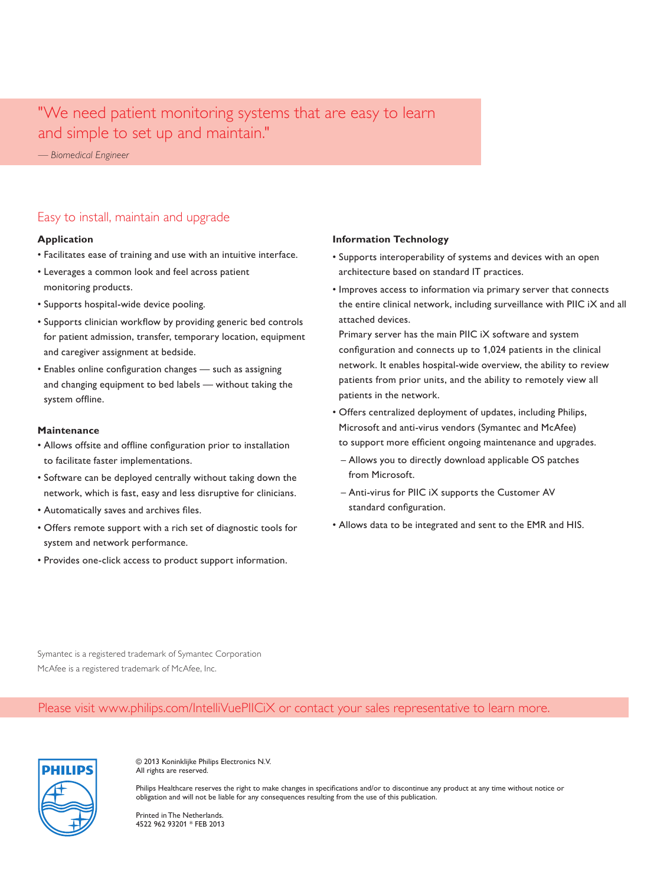> "We need patient monitoring systems that are easy to learn and simple to set up and maintain."
>
> *— Biomedical Engineer*

## Easy to install, maintain and upgrade

**Application**

- Facilitates ease of training and use with an intuitive interface.
- Leverages a common look and feel across patient monitoring products.
- Supports hospital-wide device pooling.
- Supports clinician workflow by providing generic bed controls for patient admission, transfer, temporary location, equipment and caregiver assignment at bedside.
- Enables online configuration changes — such as assigning and changing equipment to bed labels — without taking the system offline.

**Maintenance**

- Allows offsite and offline configuration prior to installation to facilitate faster implementations.
- Software can be deployed centrally without taking down the network, which is fast, easy and less disruptive for clinicians.
- Automatically saves and archives files.
- Offers remote support with a rich set of diagnostic tools for system and network performance.
- Provides one-click access to product support information.

**Information Technology**

- Supports interoperability of systems and devices with an open architecture based on standard IT practices.
- Improves access to information via primary server that connects the entire clinical network, including surveillance with PIIC iX and all attached devices.
  Primary server has the main PIIC iX software and system configuration and connects up to 1,024 patients in the clinical network. It enables hospital-wide overview, the ability to review patients from prior units, and the ability to remotely view all patients in the network.
- Offers centralized deployment of updates, including Philips, Microsoft and anti-virus vendors (Symantec and McAfee) to support more efficient ongoing maintenance and upgrades.
  - Allows you to directly download applicable OS patches from Microsoft.
  - Anti-virus for PIIC iX supports the Customer AV standard configuration.
- Allows data to be integrated and sent to the EMR and HIS.

Symantec is a registered trademark of Symantec Corporation
McAfee is a registered trademark of McAfee, Inc.

Please visit www.philips.com/IntelliVuePIICiX or contact your sales representative to learn more.

PHILIPS

© 2013 Koninklijke Philips Electronics N.V.
All rights are reserved.

Philips Healthcare reserves the right to make changes in specifications and/or to discontinue any product at any time without notice or obligation and will not be liable for any consequences resulting from the use of this publication.

Printed in The Netherlands.
4522 962 93201 * FEB 2013